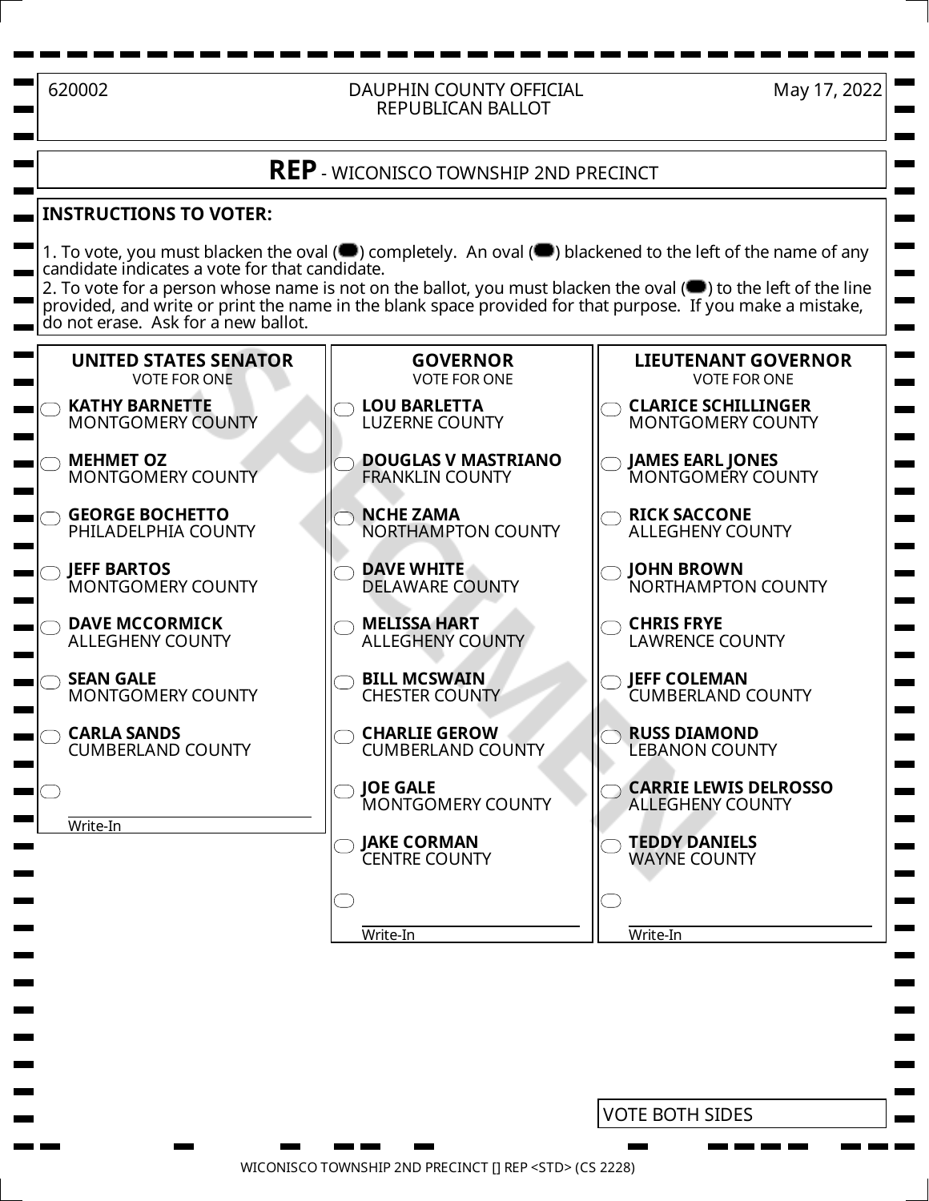620002

DAUPHIN COUNTY OFFICIAL
REPUBLICAN BALLOT

May 17, 2022

# REP - WICONISCO TOWNSHIP 2ND PRECINCT

**INSTRUCTIONS TO VOTER:**

1. To vote, you must blacken the oval (⬬) completely. An oval (⬬) blackened to the left of the name of any candidate indicates a vote for that candidate.
2. To vote for a person whose name is not on the ballot, you must blacken the oval (⬬) to the left of the line provided, and write or print the name in the blank space provided for that purpose. If you make a mistake, do not erase. Ask for a new ballot.

## UNITED STATES SENATOR
VOTE FOR ONE

- **KATHY BARNETTE** MONTGOMERY COUNTY
- **MEHMET OZ** MONTGOMERY COUNTY
- **GEORGE BOCHETTO** PHILADELPHIA COUNTY
- **JEFF BARTOS** MONTGOMERY COUNTY
- **DAVE MCCORMICK** ALLEGHENY COUNTY
- **SEAN GALE** MONTGOMERY COUNTY
- **CARLA SANDS** CUMBERLAND COUNTY
- Write-In

## GOVERNOR
VOTE FOR ONE

- **LOU BARLETTA** LUZERNE COUNTY
- **DOUGLAS V MASTRIANO** FRANKLIN COUNTY
- **NCHE ZAMA** NORTHAMPTON COUNTY
- **DAVE WHITE** DELAWARE COUNTY
- **MELISSA HART** ALLEGHENY COUNTY
- **BILL MCSWAIN** CHESTER COUNTY
- **CHARLIE GEROW** CUMBERLAND COUNTY
- **JOE GALE** MONTGOMERY COUNTY
- **JAKE CORMAN** CENTRE COUNTY
- Write-In

## LIEUTENANT GOVERNOR
VOTE FOR ONE

- **CLARICE SCHILLINGER** MONTGOMERY COUNTY
- **JAMES EARL JONES** MONTGOMERY COUNTY
- **RICK SACCONE** ALLEGHENY COUNTY
- **JOHN BROWN** NORTHAMPTON COUNTY
- **CHRIS FRYE** LAWRENCE COUNTY
- **JEFF COLEMAN** CUMBERLAND COUNTY
- **RUSS DIAMOND** LEBANON COUNTY
- **CARRIE LEWIS DELROSSO** ALLEGHENY COUNTY
- **TEDDY DANIELS** WAYNE COUNTY
- Write-In

VOTE BOTH SIDES

WICONISCO TOWNSHIP 2ND PRECINCT [] REP <STD> (CS 2228)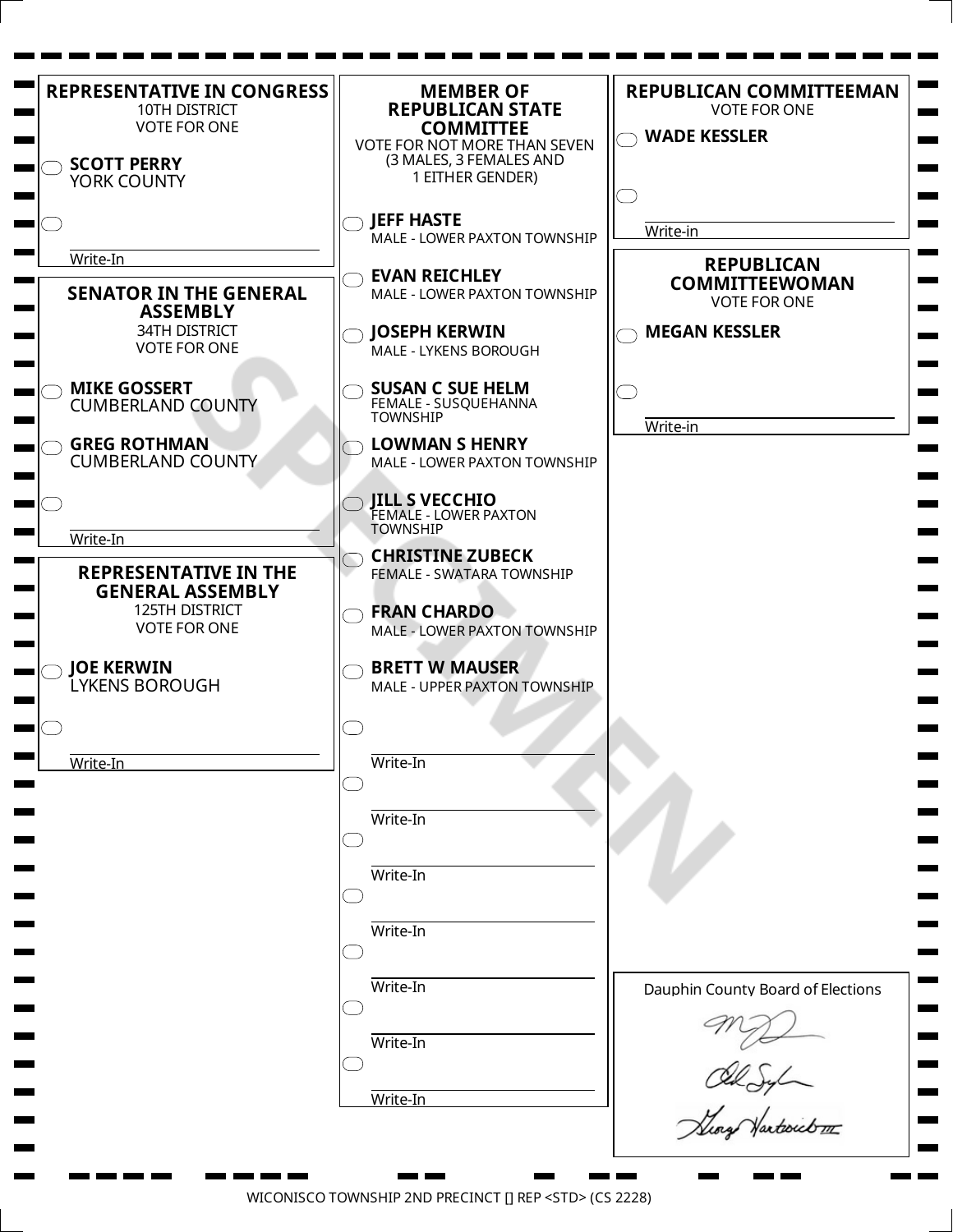## REPRESENTATIVE IN CONGRESS
10TH DISTRICT
VOTE FOR ONE

- **SCOTT PERRY**
  YORK COUNTY
- Write-In

## SENATOR IN THE GENERAL ASSEMBLY
34TH DISTRICT
VOTE FOR ONE

- **MIKE GOSSERT**
  CUMBERLAND COUNTY
- **GREG ROTHMAN**
  CUMBERLAND COUNTY
- Write-In

## REPRESENTATIVE IN THE GENERAL ASSEMBLY
125TH DISTRICT
VOTE FOR ONE

- **JOE KERWIN**
  LYKENS BOROUGH
- Write-In

## MEMBER OF REPUBLICAN STATE COMMITTEE
VOTE FOR NOT MORE THAN SEVEN
(3 MALES, 3 FEMALES AND 1 EITHER GENDER)

- **JEFF HASTE**
  MALE - LOWER PAXTON TOWNSHIP
- **EVAN REICHLEY**
  MALE - LOWER PAXTON TOWNSHIP
- **JOSEPH KERWIN**
  MALE - LYKENS BOROUGH
- **SUSAN C SUE HELM**
  FEMALE - SUSQUEHANNA TOWNSHIP
- **LOWMAN S HENRY**
  MALE - LOWER PAXTON TOWNSHIP
- **JILL S VECCHIO**
  FEMALE - LOWER PAXTON TOWNSHIP
- **CHRISTINE ZUBECK**
  FEMALE - SWATARA TOWNSHIP
- **FRAN CHARDO**
  MALE - LOWER PAXTON TOWNSHIP
- **BRETT W MAUSER**
  MALE - UPPER PAXTON TOWNSHIP
- Write-In
- Write-In
- Write-In
- Write-In
- Write-In
- Write-In
- Write-In

## REPUBLICAN COMMITTEEMAN
VOTE FOR ONE

- **WADE KESSLER**
- Write-in

## REPUBLICAN COMMITTEEWOMAN
VOTE FOR ONE

- **MEGAN KESSLER**
- Write-in

SPECIMEN

Dauphin County Board of Elections

WICONISCO TOWNSHIP 2ND PRECINCT [] REP <STD> (CS 2228)